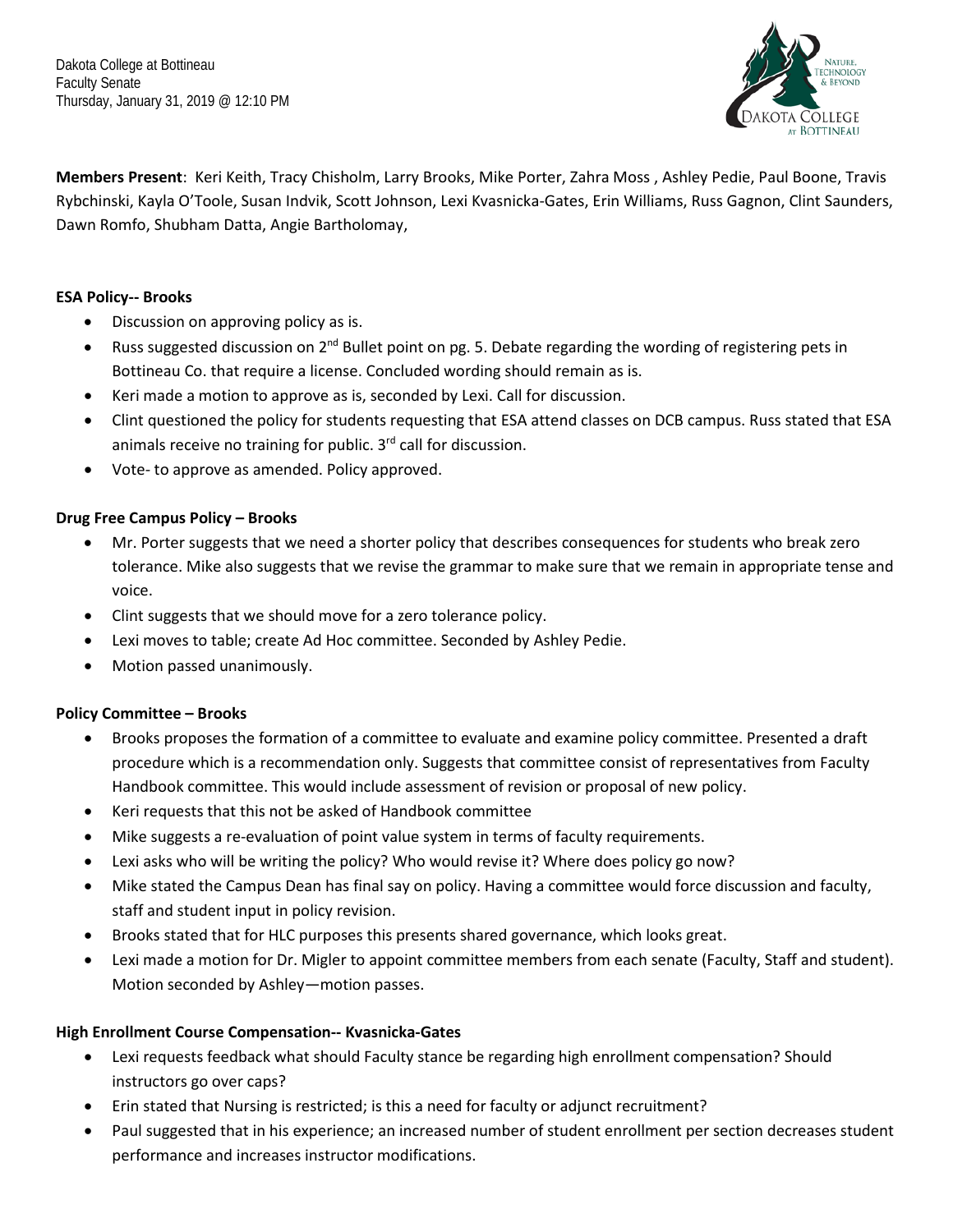Dakota College at Bottineau
Faculty Senate
Thursday, January 31, 2019 @ 12:10 PM

**Members Present**: Keri Keith, Tracy Chisholm, Larry Brooks, Mike Porter, Zahra Moss , Ashley Pedie, Paul Boone, Travis Rybchinski, Kayla O'Toole, Susan Indvik, Scott Johnson, Lexi Kvasnicka-Gates, Erin Williams, Russ Gagnon, Clint Saunders, Dawn Romfo, Shubham Datta, Angie Bartholomay,

**ESA Policy-- Brooks**

- Discussion on approving policy as is.
- Russ suggested discussion on 2nd Bullet point on pg. 5. Debate regarding the wording of registering pets in Bottineau Co. that require a license. Concluded wording should remain as is.
- Keri made a motion to approve as is, seconded by Lexi. Call for discussion.
- Clint questioned the policy for students requesting that ESA attend classes on DCB campus. Russ stated that ESA animals receive no training for public. 3rd call for discussion.
- Vote- to approve as amended. Policy approved.

**Drug Free Campus Policy – Brooks**

- Mr. Porter suggests that we need a shorter policy that describes consequences for students who break zero tolerance. Mike also suggests that we revise the grammar to make sure that we remain in appropriate tense and voice.
- Clint suggests that we should move for a zero tolerance policy.
- Lexi moves to table; create Ad Hoc committee. Seconded by Ashley Pedie.
- Motion passed unanimously.

**Policy Committee – Brooks**

- Brooks proposes the formation of a committee to evaluate and examine policy committee. Presented a draft procedure which is a recommendation only. Suggests that committee consist of representatives from Faculty Handbook committee. This would include assessment of revision or proposal of new policy.
- Keri requests that this not be asked of Handbook committee
- Mike suggests a re-evaluation of point value system in terms of faculty requirements.
- Lexi asks who will be writing the policy? Who would revise it? Where does policy go now?
- Mike stated the Campus Dean has final say on policy. Having a committee would force discussion and faculty, staff and student input in policy revision.
- Brooks stated that for HLC purposes this presents shared governance, which looks great.
- Lexi made a motion for Dr. Migler to appoint committee members from each senate (Faculty, Staff and student). Motion seconded by Ashley—motion passes.

**High Enrollment Course Compensation-- Kvasnicka-Gates**

- Lexi requests feedback what should Faculty stance be regarding high enrollment compensation? Should instructors go over caps?
- Erin stated that Nursing is restricted; is this a need for faculty or adjunct recruitment?
- Paul suggested that in his experience; an increased number of student enrollment per section decreases student performance and increases instructor modifications.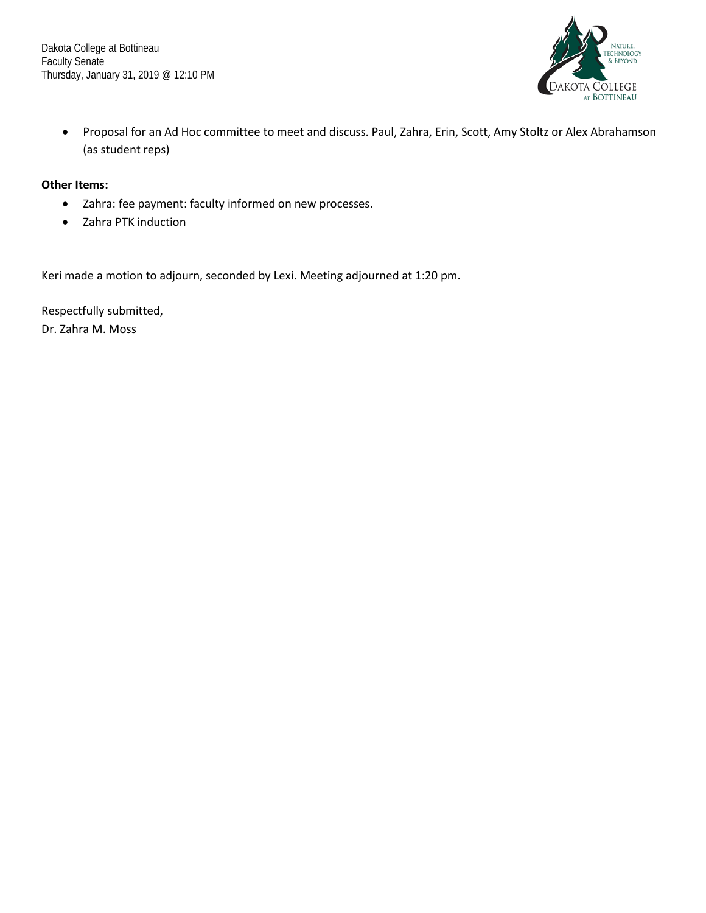- Proposal for an Ad Hoc committee to meet and discuss. Paul, Zahra, Erin, Scott, Amy Stoltz or Alex Abrahamson (as student reps)

**Other Items:**

- Zahra: fee payment: faculty informed on new processes.
- Zahra PTK induction

Keri made a motion to adjourn, seconded by Lexi. Meeting adjourned at 1:20 pm.

Respectfully submitted,
Dr. Zahra M. Moss